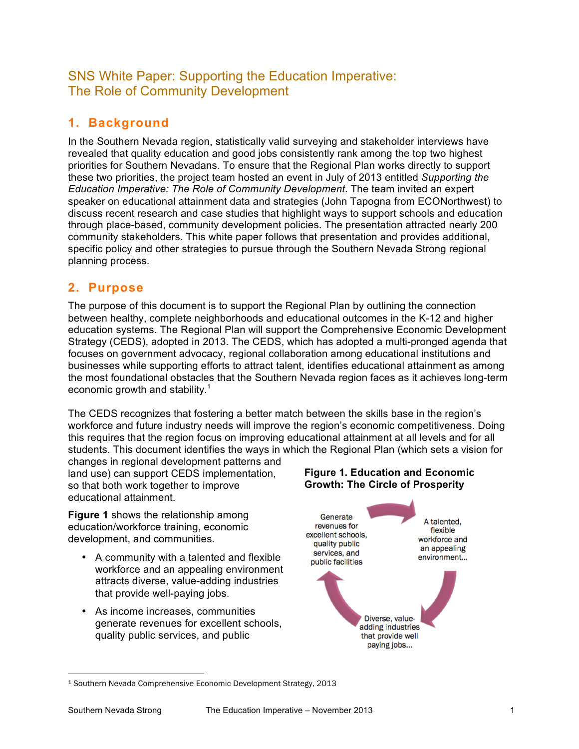# SNS White Paper: Supporting the Education Imperative: The Role of Community Development

## 1. Background

In the Southern Nevada region, statistically valid surveying and stakeholder interviews have revealed that quality education and good jobs consistently rank among the top two highest priorities for Southern Nevadans. To ensure that the Regional Plan works directly to support these two priorities, the project team hosted an event in July of 2013 entitled *Supporting the Education Imperative: The Role of Community Development*. The team invited an expert speaker on educational attainment data and strategies (John Tapogna from ECONorthwest) to discuss recent research and case studies that highlight ways to support schools and education through place-based, community development policies. The presentation attracted nearly 200 community stakeholders. This white paper follows that presentation and provides additional, specific policy and other strategies to pursue through the Southern Nevada Strong regional planning process.

## 2. Purpose

The purpose of this document is to support the Regional Plan by outlining the connection between healthy, complete neighborhoods and educational outcomes in the K-12 and higher education systems. The Regional Plan will support the Comprehensive Economic Development Strategy (CEDS), adopted in 2013. The CEDS, which has adopted a multi-pronged agenda that focuses on government advocacy, regional collaboration among educational institutions and businesses while supporting efforts to attract talent, identifies educational attainment as among the most foundational obstacles that the Southern Nevada region faces as it achieves long-term economic growth and stability.[1]

The CEDS recognizes that fostering a better match between the skills base in the region's workforce and future industry needs will improve the region's economic competitiveness. Doing this requires that the region focus on improving educational attainment at all levels and for all students. This document identifies the ways in which the Regional Plan (which sets a vision for changes in regional development patterns and land use) can support CEDS implementation, so that both work together to improve educational attainment.

**Figure 1** shows the relationship among education/workforce training, economic development, and communities.

- A community with a talented and flexible workforce and an appealing environment attracts diverse, value-adding industries that provide well-paying jobs.
- As income increases, communities generate revenues for excellent schools, quality public services, and public

**Figure 1. Education and Economic Growth: The Circle of Prosperity**

A talented, flexible workforce and an appealing environment...

Diverse, value-adding industries that provide well paying jobs...

Generate revenues for excellent schools, quality public services, and public facilities

---

[1] Southern Nevada Comprehensive Economic Development Strategy, 2013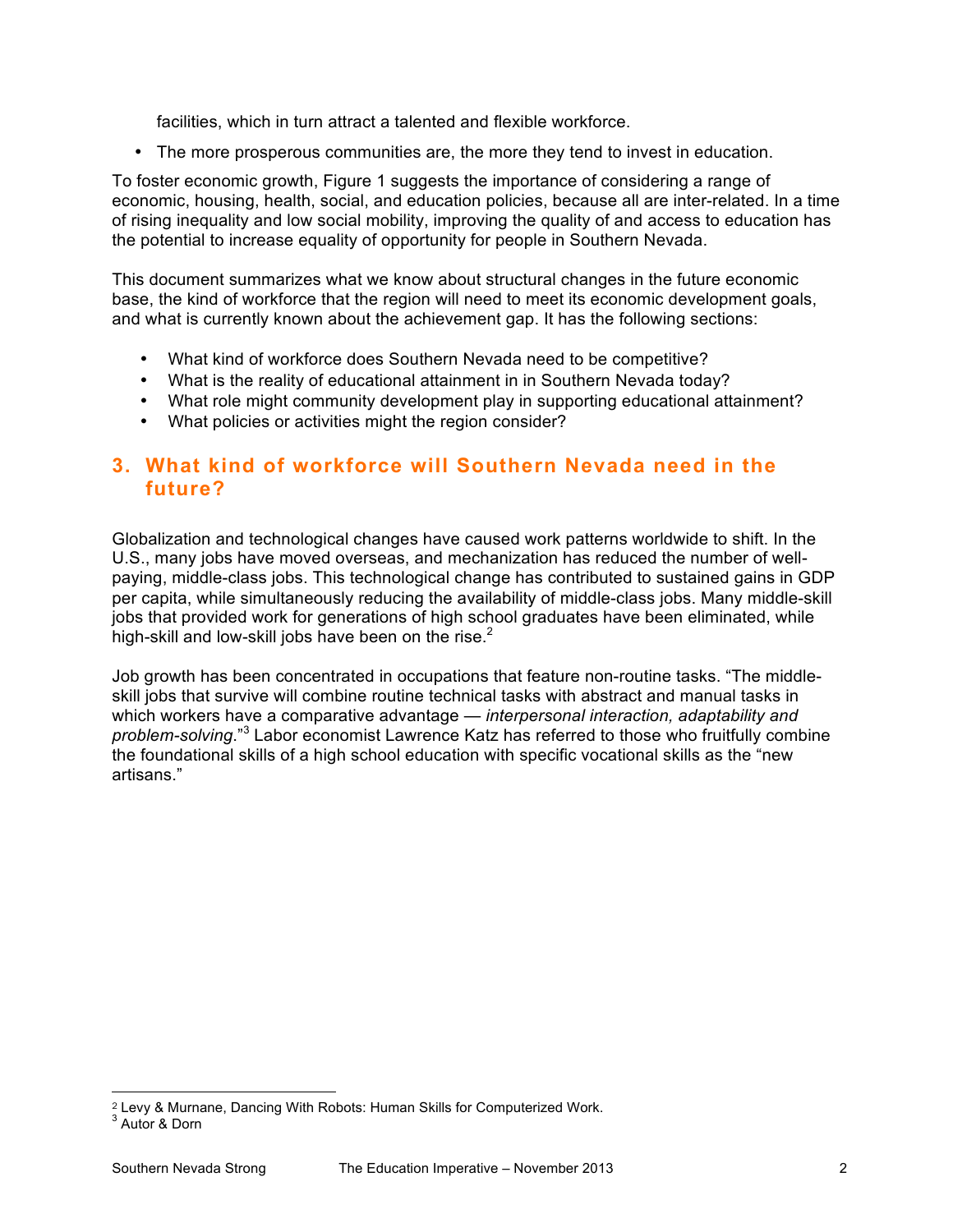facilities, which in turn attract a talented and flexible workforce.

- The more prosperous communities are, the more they tend to invest in education.

To foster economic growth, Figure 1 suggests the importance of considering a range of economic, housing, health, social, and education policies, because all are inter-related. In a time of rising inequality and low social mobility, improving the quality of and access to education has the potential to increase equality of opportunity for people in Southern Nevada.

This document summarizes what we know about structural changes in the future economic base, the kind of workforce that the region will need to meet its economic development goals, and what is currently known about the achievement gap. It has the following sections:

- What kind of workforce does Southern Nevada need to be competitive?
- What is the reality of educational attainment in in Southern Nevada today?
- What role might community development play in supporting educational attainment?
- What policies or activities might the region consider?

## 3. What kind of workforce will Southern Nevada need in the future?

Globalization and technological changes have caused work patterns worldwide to shift. In the U.S., many jobs have moved overseas, and mechanization has reduced the number of well-paying, middle-class jobs. This technological change has contributed to sustained gains in GDP per capita, while simultaneously reducing the availability of middle-class jobs. Many middle-skill jobs that provided work for generations of high school graduates have been eliminated, while high-skill and low-skill jobs have been on the rise.[2]

Job growth has been concentrated in occupations that feature non-routine tasks. "The middle-skill jobs that survive will combine routine technical tasks with abstract and manual tasks in which workers have a comparative advantage — *interpersonal interaction, adaptability and problem-solving*."[3] Labor economist Lawrence Katz has referred to those who fruitfully combine the foundational skills of a high school education with specific vocational skills as the "new artisans."

[2] Levy & Murnane, Dancing With Robots: Human Skills for Computerized Work.
[3] Autor & Dorn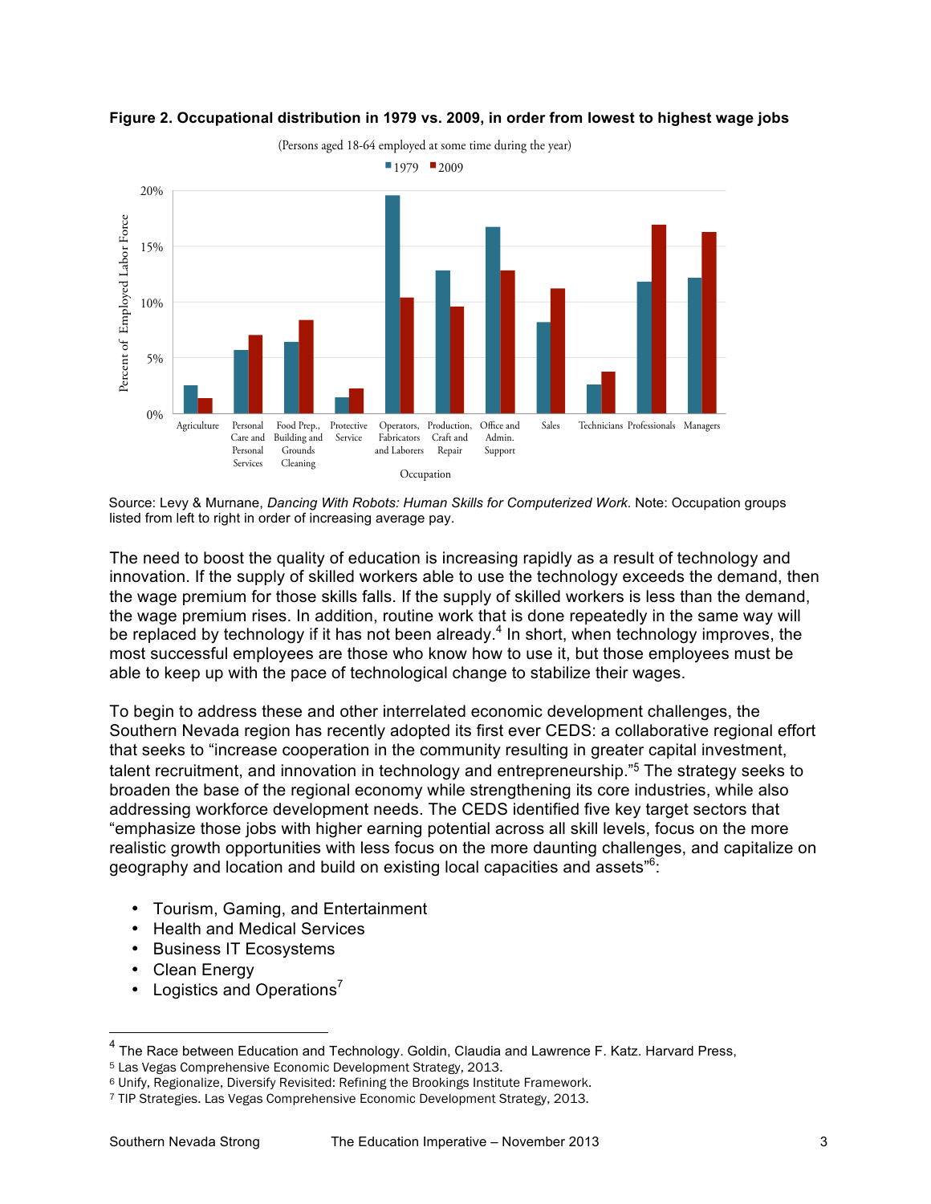**Figure 2. Occupational distribution in 1979 vs. 2009, in order from lowest to highest wage jobs**

(Persons aged 18-64 employed at some time during the year)

1979 2009

Percent of Employed Labor Force

20%

15%

10%

5%

0%

Agriculture

Personal Care and Personal Services

Food Prep., Building and Grounds Cleaning

Protective Service

Operators, Fabricators and Laborers

Production, Craft and Repair

Office and Admin. Support

Sales

Technicians

Professionals

Managers

Occupation

Source: Levy & Murnane, *Dancing With Robots: Human Skills for Computerized Work.* Note: Occupation groups listed from left to right in order of increasing average pay.

The need to boost the quality of education is increasing rapidly as a result of technology and innovation. If the supply of skilled workers able to use the technology exceeds the demand, then the wage premium for those skills falls. If the supply of skilled workers is less than the demand, the wage premium rises. In addition, routine work that is done repeatedly in the same way will be replaced by technology if it has not been already.[4] In short, when technology improves, the most successful employees are those who know how to use it, but those employees must be able to keep up with the pace of technological change to stabilize their wages.

To begin to address these and other interrelated economic development challenges, the Southern Nevada region has recently adopted its first ever CEDS: a collaborative regional effort that seeks to "increase cooperation in the community resulting in greater capital investment, talent recruitment, and innovation in technology and entrepreneurship."[5] The strategy seeks to broaden the base of the regional economy while strengthening its core industries, while also addressing workforce development needs. The CEDS identified five key target sectors that "emphasize those jobs with higher earning potential across all skill levels, focus on the more realistic growth opportunities with less focus on the more daunting challenges, and capitalize on geography and location and build on existing local capacities and assets"[6]:

- Tourism, Gaming, and Entertainment
- Health and Medical Services
- Business IT Ecosystems
- Clean Energy
- Logistics and Operations[7]

[4] The Race between Education and Technology. Goldin, Claudia and Lawrence F. Katz. Harvard Press,

[5] Las Vegas Comprehensive Economic Development Strategy, 2013.

[6] Unify, Regionalize, Diversify Revisited: Refining the Brookings Institute Framework.

[7] TIP Strategies. Las Vegas Comprehensive Economic Development Strategy, 2013.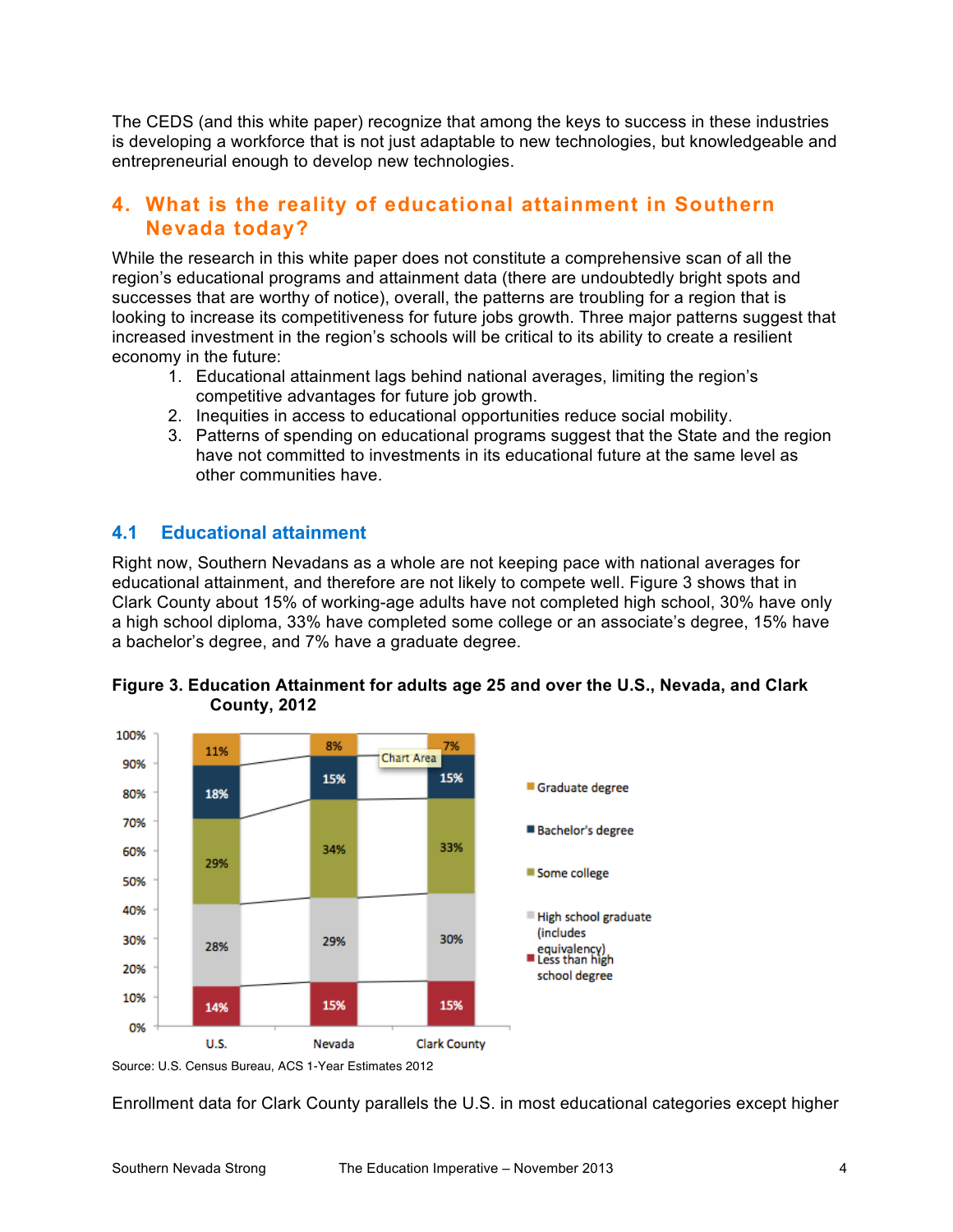The CEDS (and this white paper) recognize that among the keys to success in these industries is developing a workforce that is not just adaptable to new technologies, but knowledgeable and entrepreneurial enough to develop new technologies.

## 4. What is the reality of educational attainment in Southern Nevada today?

While the research in this white paper does not constitute a comprehensive scan of all the region's educational programs and attainment data (there are undoubtedly bright spots and successes that are worthy of notice), overall, the patterns are troubling for a region that is looking to increase its competitiveness for future jobs growth. Three major patterns suggest that increased investment in the region's schools will be critical to its ability to create a resilient economy in the future:

1. Educational attainment lags behind national averages, limiting the region's competitive advantages for future job growth.
2. Inequities in access to educational opportunities reduce social mobility.
3. Patterns of spending on educational programs suggest that the State and the region have not committed to investments in its educational future at the same level as other communities have.

### 4.1 Educational attainment

Right now, Southern Nevadans as a whole are not keeping pace with national averages for educational attainment, and therefore are not likely to compete well. Figure 3 shows that in Clark County about 15% of working-age adults have not completed high school, 30% have only a high school diploma, 33% have completed some college or an associate's degree, 15% have a bachelor's degree, and 7% have a graduate degree.

**Figure 3. Education Attainment for adults age 25 and over the U.S., Nevada, and Clark County, 2012**

100%
90%
80%
70%
60%
50%
40%
30%
20%
10%
0%

U.S.: 14%, 28%, 29%, 18%, 11%
Nevada: 15%, 29%, 34%, 15%, 8%
Clark County: 15%, 30%, 33%, 15%, 7%

Chart Area

Graduate degree
Bachelor's degree
Some college
High school graduate (includes equivalency)
Less than high school degree

Source: U.S. Census Bureau, ACS 1-Year Estimates 2012

Enrollment data for Clark County parallels the U.S. in most educational categories except higher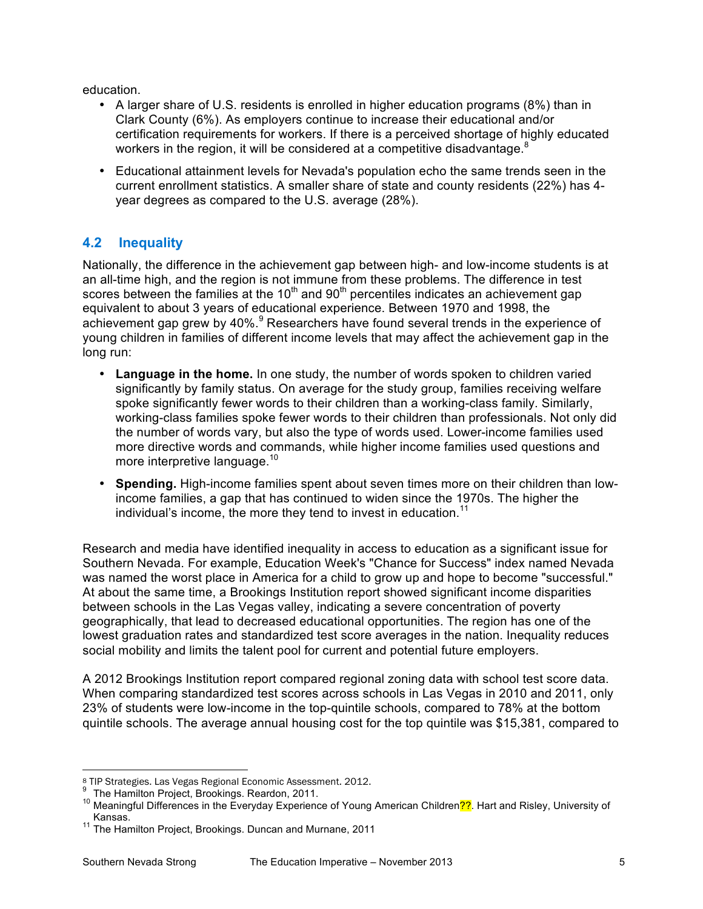education.

- A larger share of U.S. residents is enrolled in higher education programs (8%) than in Clark County (6%). As employers continue to increase their educational and/or certification requirements for workers. If there is a perceived shortage of highly educated workers in the region, it will be considered at a competitive disadvantage.[8]
- Educational attainment levels for Nevada's population echo the same trends seen in the current enrollment statistics. A smaller share of state and county residents (22%) has 4-year degrees as compared to the U.S. average (28%).

## 4.2 Inequality

Nationally, the difference in the achievement gap between high- and low-income students is at an all-time high, and the region is not immune from these problems. The difference in test scores between the families at the 10th and 90th percentiles indicates an achievement gap equivalent to about 3 years of educational experience. Between 1970 and 1998, the achievement gap grew by 40%.[9] Researchers have found several trends in the experience of young children in families of different income levels that may affect the achievement gap in the long run:

- **Language in the home.** In one study, the number of words spoken to children varied significantly by family status. On average for the study group, families receiving welfare spoke significantly fewer words to their children than a working-class family. Similarly, working-class families spoke fewer words to their children than professionals. Not only did the number of words vary, but also the type of words used. Lower-income families used more directive words and commands, while higher income families used questions and more interpretive language.[10]
- **Spending.** High-income families spent about seven times more on their children than low-income families, a gap that has continued to widen since the 1970s. The higher the individual's income, the more they tend to invest in education.[11]

Research and media have identified inequality in access to education as a significant issue for Southern Nevada. For example, Education Week's "Chance for Success" index named Nevada was named the worst place in America for a child to grow up and hope to become "successful." At about the same time, a Brookings Institution report showed significant income disparities between schools in the Las Vegas valley, indicating a severe concentration of poverty geographically, that lead to decreased educational opportunities. The region has one of the lowest graduation rates and standardized test score averages in the nation. Inequality reduces social mobility and limits the talent pool for current and potential future employers.

A 2012 Brookings Institution report compared regional zoning data with school test score data. When comparing standardized test scores across schools in Las Vegas in 2010 and 2011, only 23% of students were low-income in the top-quintile schools, compared to 78% at the bottom quintile schools. The average annual housing cost for the top quintile was $15,381, compared to

[8] TIP Strategies. Las Vegas Regional Economic Assessment. 2012.

[9] The Hamilton Project, Brookings. Reardon, 2011.

[10] Meaningful Differences in the Everyday Experience of Young American Children??. Hart and Risley, University of Kansas.

[11] The Hamilton Project, Brookings. Duncan and Murnane, 2011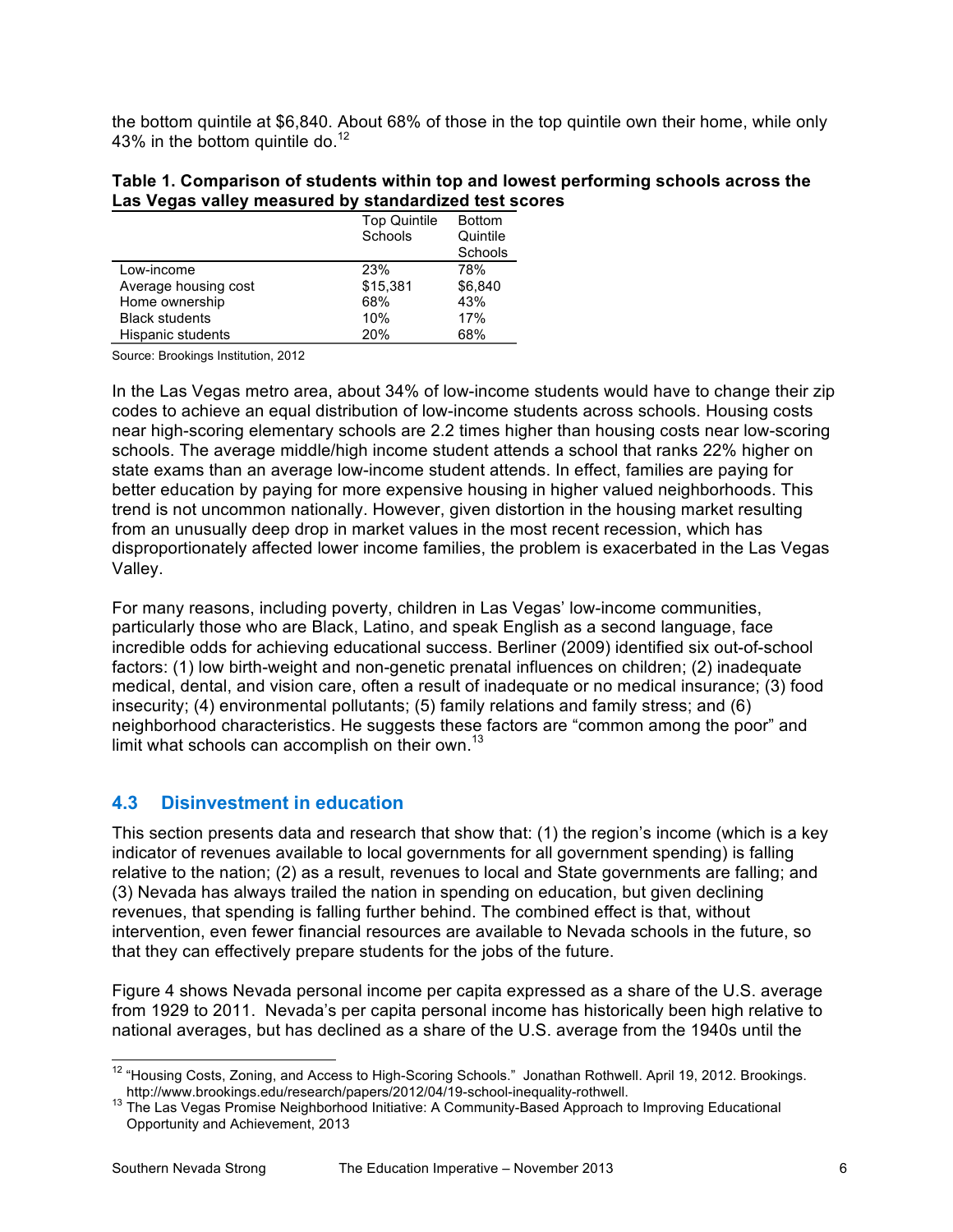the bottom quintile at $6,840. About 68% of those in the top quintile own their home, while only 43% in the bottom quintile do.[12]

**Table 1. Comparison of students within top and lowest performing schools across the Las Vegas valley measured by standardized test scores**

| | Top Quintile Schools | Bottom Quintile Schools |
|---|---|---|
| Low-income | 23% | 78% |
| Average housing cost | $15,381 | $6,840 |
| Home ownership | 68% | 43% |
| Black students | 10% | 17% |
| Hispanic students | 20% | 68% |

Source: Brookings Institution, 2012

In the Las Vegas metro area, about 34% of low-income students would have to change their zip codes to achieve an equal distribution of low-income students across schools. Housing costs near high-scoring elementary schools are 2.2 times higher than housing costs near low-scoring schools. The average middle/high income student attends a school that ranks 22% higher on state exams than an average low-income student attends. In effect, families are paying for better education by paying for more expensive housing in higher valued neighborhoods. This trend is not uncommon nationally. However, given distortion in the housing market resulting from an unusually deep drop in market values in the most recent recession, which has disproportionately affected lower income families, the problem is exacerbated in the Las Vegas Valley.

For many reasons, including poverty, children in Las Vegas' low-income communities, particularly those who are Black, Latino, and speak English as a second language, face incredible odds for achieving educational success. Berliner (2009) identified six out-of-school factors: (1) low birth-weight and non-genetic prenatal influences on children; (2) inadequate medical, dental, and vision care, often a result of inadequate or no medical insurance; (3) food insecurity; (4) environmental pollutants; (5) family relations and family stress; and (6) neighborhood characteristics. He suggests these factors are "common among the poor" and limit what schools can accomplish on their own.[13]

## 4.3 Disinvestment in education

This section presents data and research that show that: (1) the region's income (which is a key indicator of revenues available to local governments for all government spending) is falling relative to the nation; (2) as a result, revenues to local and State governments are falling; and (3) Nevada has always trailed the nation in spending on education, but given declining revenues, that spending is falling further behind. The combined effect is that, without intervention, even fewer financial resources are available to Nevada schools in the future, so that they can effectively prepare students for the jobs of the future.

Figure 4 shows Nevada personal income per capita expressed as a share of the U.S. average from 1929 to 2011. Nevada's per capita personal income has historically been high relative to national averages, but has declined as a share of the U.S. average from the 1940s until the

---

[12] "Housing Costs, Zoning, and Access to High-Scoring Schools." Jonathan Rothwell. April 19, 2012. Brookings. http://www.brookings.edu/research/papers/2012/04/19-school-inequality-rothwell.

[13] The Las Vegas Promise Neighborhood Initiative: A Community-Based Approach to Improving Educational Opportunity and Achievement, 2013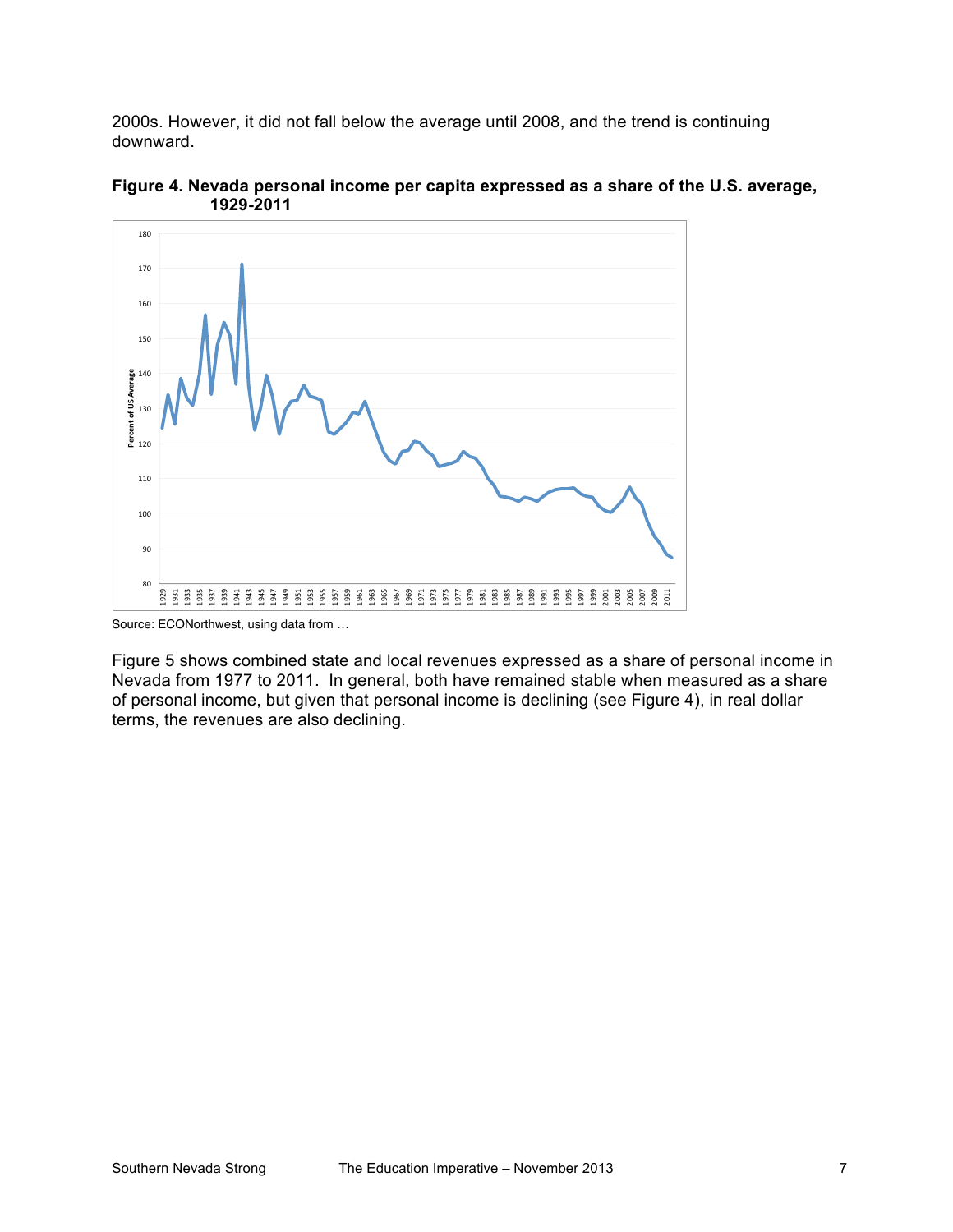2000s. However, it did not fall below the average until 2008, and the trend is continuing downward.

**Figure 4. Nevada personal income per capita expressed as a share of the U.S. average, 1929-2011**

Percent of US Average

180
170
160
150
140
130
120
110
100
90
80

1929 1931 1933 1935 1937 1939 1941 1943 1945 1947 1949 1951 1953 1955 1957 1959 1961 1963 1965 1967 1969 1971 1973 1975 1977 1979 1981 1983 1985 1987 1989 1991 1993 1995 1997 1999 2001 2003 2005 2007 2009 2011

Source: ECONorthwest, using data from …

Figure 5 shows combined state and local revenues expressed as a share of personal income in Nevada from 1977 to 2011. In general, both have remained stable when measured as a share of personal income, but given that personal income is declining (see Figure 4), in real dollar terms, the revenues are also declining.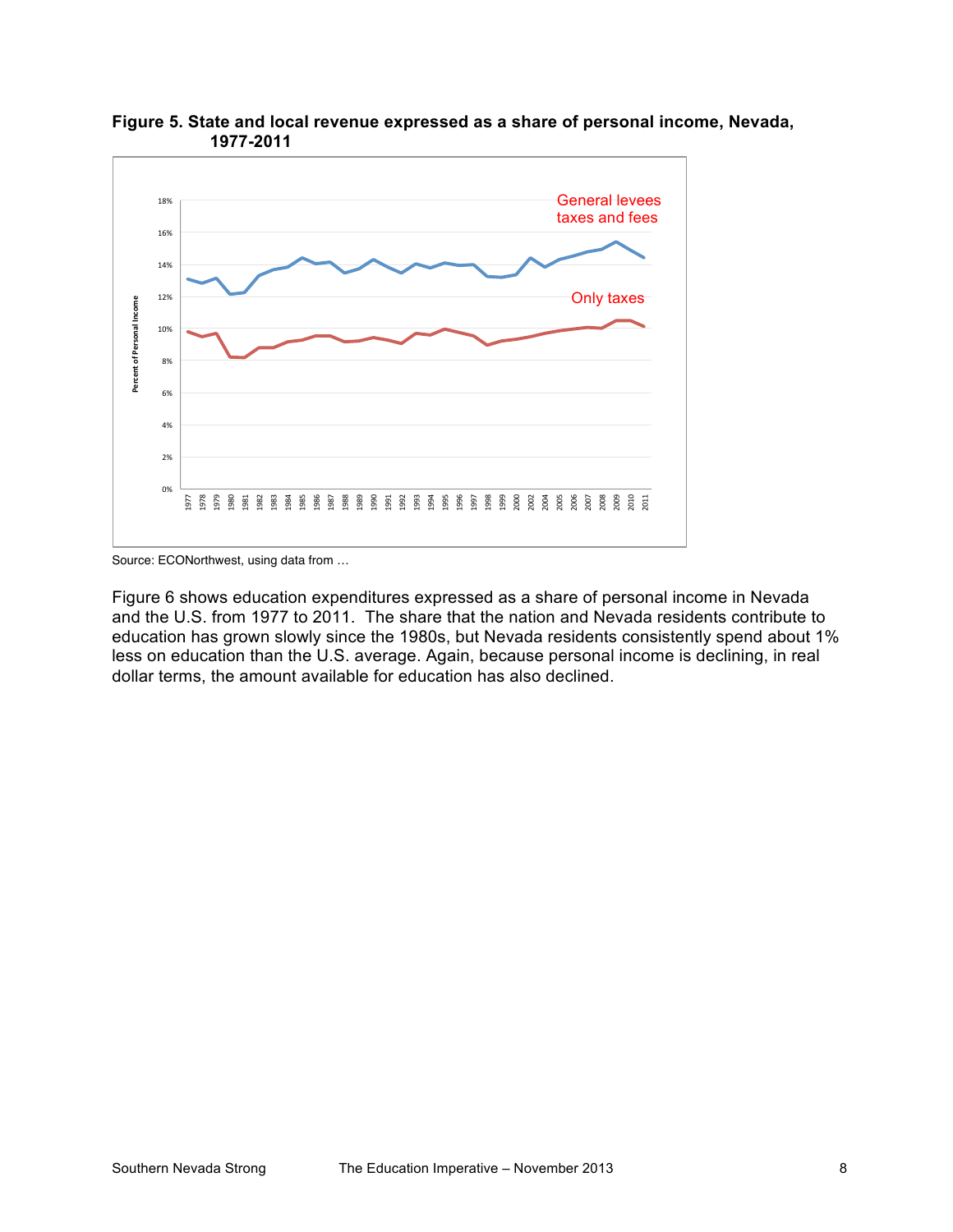**Figure 5. State and local revenue expressed as a share of personal income, Nevada, 1977-2011**

General levees taxes and fees

Only taxes

Percent of Personal Income

18%
16%
14%
12%
10%
8%
6%
4%
2%
0%

1977 1978 1979 1980 1981 1982 1983 1984 1985 1986 1987 1988 1989 1990 1991 1992 1993 1994 1995 1996 1997 1998 1999 2000 2002 2004 2005 2006 2007 2008 2009 2010 2011

Source: ECONorthwest, using data from …

Figure 6 shows education expenditures expressed as a share of personal income in Nevada and the U.S. from 1977 to 2011. The share that the nation and Nevada residents contribute to education has grown slowly since the 1980s, but Nevada residents consistently spend about 1% less on education than the U.S. average. Again, because personal income is declining, in real dollar terms, the amount available for education has also declined.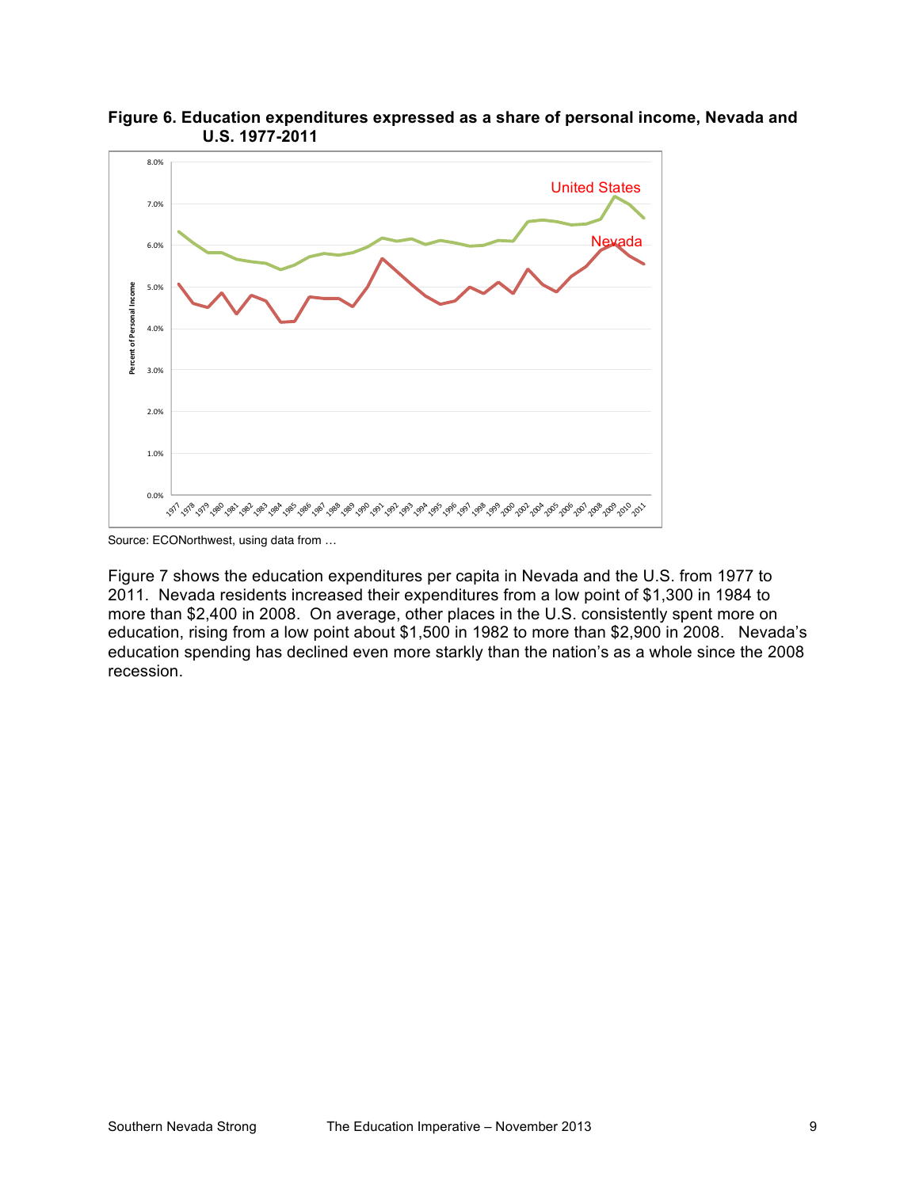**Figure 6. Education expenditures expressed as a share of personal income, Nevada and U.S. 1977-2011**

United States
Nevada

8.0%
7.0%
6.0%
5.0%
4.0%
3.0%
2.0%
1.0%
0.0%

Percent of Personal Income

1977 1978 1979 1980 1981 1982 1983 1984 1985 1986 1987 1988 1989 1990 1991 1992 1993 1994 1995 1996 1997 1998 1999 2000 2002 2004 2005 2006 2007 2008 2009 2010 2011

Source: ECONorthwest, using data from …

Figure 7 shows the education expenditures per capita in Nevada and the U.S. from 1977 to 2011. Nevada residents increased their expenditures from a low point of $1,300 in 1984 to more than $2,400 in 2008. On average, other places in the U.S. consistently spent more on education, rising from a low point about $1,500 in 1982 to more than $2,900 in 2008. Nevada's education spending has declined even more starkly than the nation's as a whole since the 2008 recession.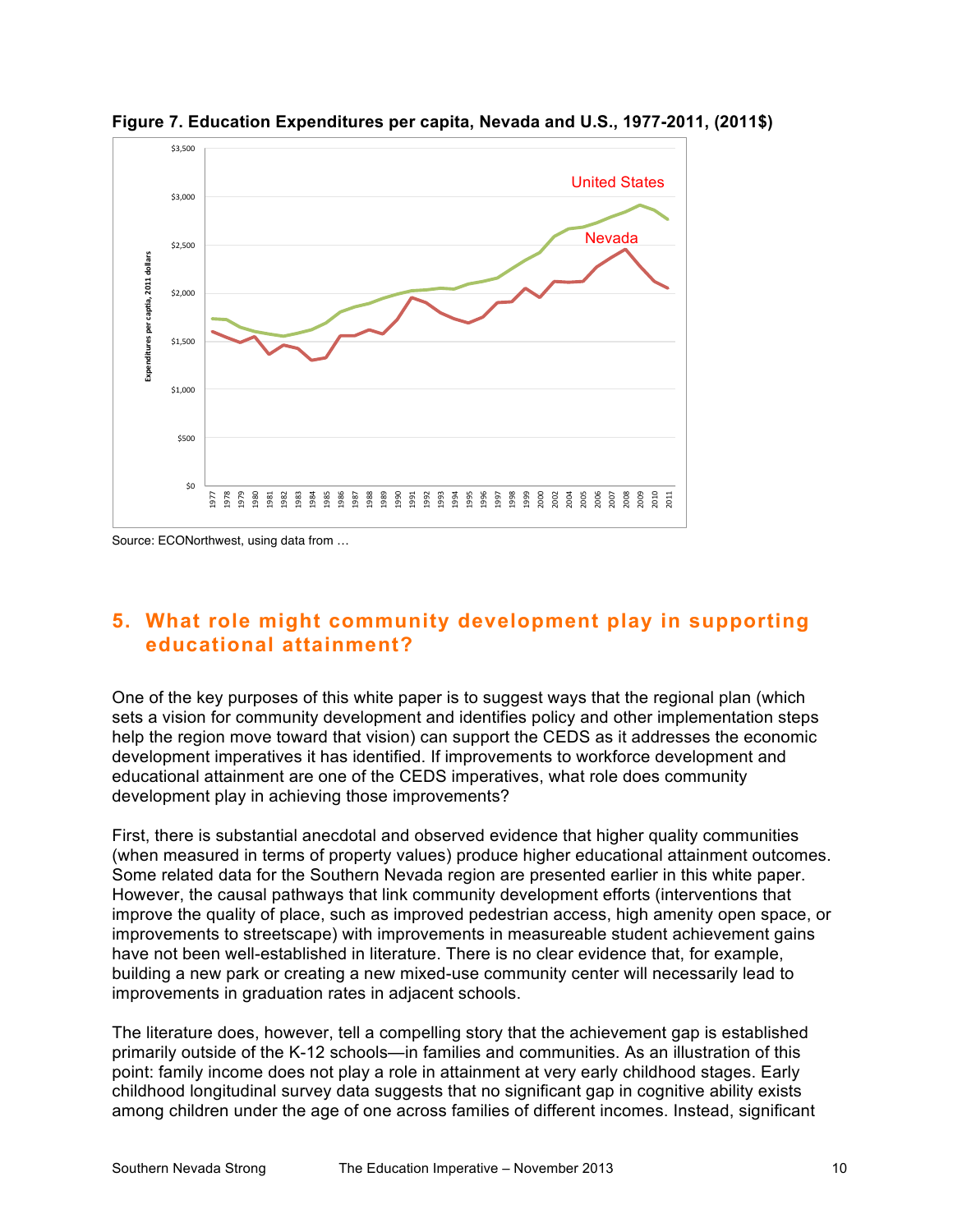**Figure 7. Education Expenditures per capita, Nevada and U.S., 1977-2011, (2011$)**

$3,500
$3,000
$2,500
$2,000
$1,500
$1,000
$500
$0

Expenditures per capita, 2011 dollars

United States
Nevada

1977 1978 1979 1980 1981 1982 1983 1984 1985 1986 1987 1988 1989 1990 1991 1992 1993 1994 1995 1996 1997 1998 1999 2000 2002 2004 2005 2006 2007 2008 2009 2010 2011

Source: ECONorthwest, using data from …

## 5. What role might community development play in supporting educational attainment?

One of the key purposes of this white paper is to suggest ways that the regional plan (which sets a vision for community development and identifies policy and other implementation steps help the region move toward that vision) can support the CEDS as it addresses the economic development imperatives it has identified. If improvements to workforce development and educational attainment are one of the CEDS imperatives, what role does community development play in achieving those improvements?

First, there is substantial anecdotal and observed evidence that higher quality communities (when measured in terms of property values) produce higher educational attainment outcomes. Some related data for the Southern Nevada region are presented earlier in this white paper. However, the causal pathways that link community development efforts (interventions that improve the quality of place, such as improved pedestrian access, high amenity open space, or improvements to streetscape) with improvements in measureable student achievement gains have not been well-established in literature. There is no clear evidence that, for example, building a new park or creating a new mixed-use community center will necessarily lead to improvements in graduation rates in adjacent schools.

The literature does, however, tell a compelling story that the achievement gap is established primarily outside of the K-12 schools—in families and communities. As an illustration of this point: family income does not play a role in attainment at very early childhood stages. Early childhood longitudinal survey data suggests that no significant gap in cognitive ability exists among children under the age of one across families of different incomes. Instead, significant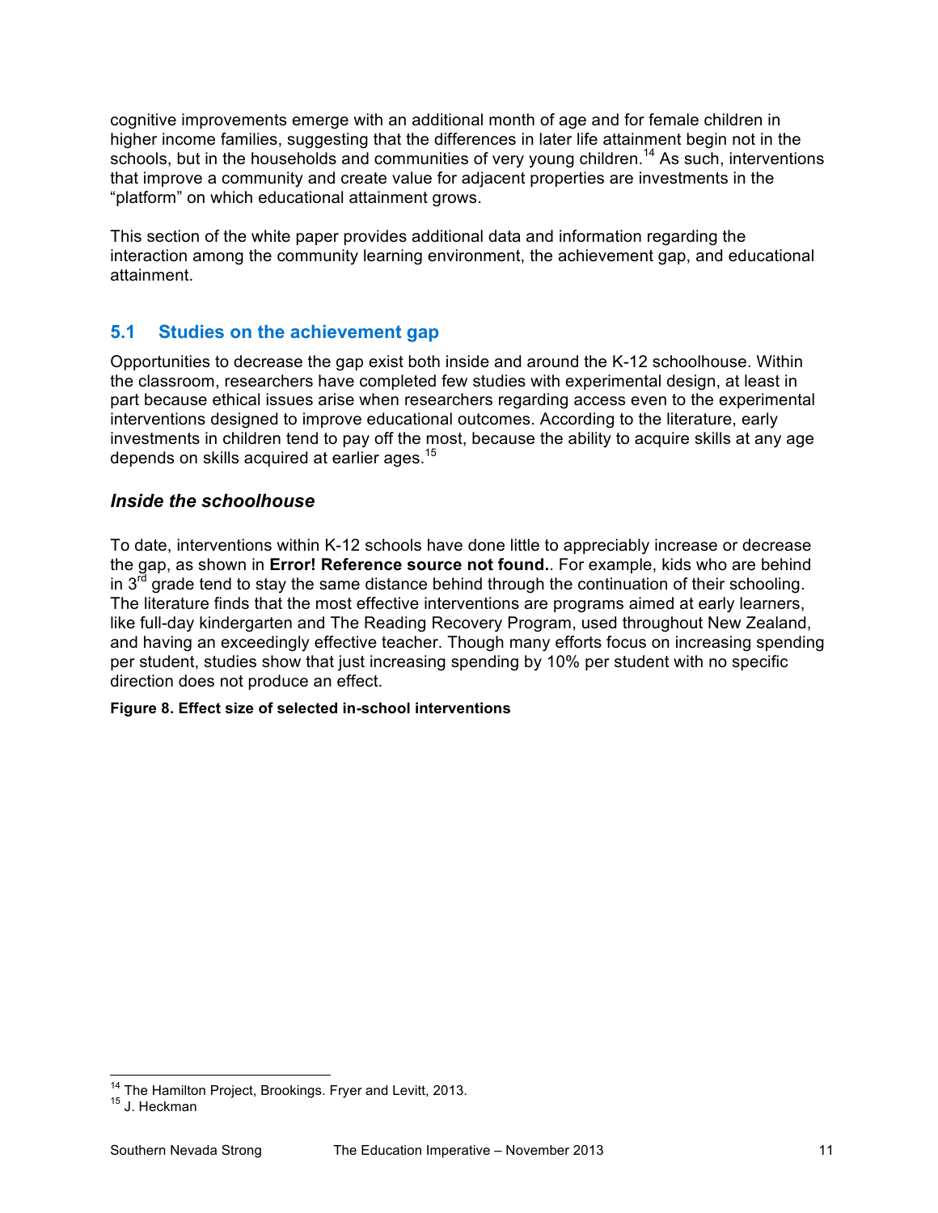cognitive improvements emerge with an additional month of age and for female children in higher income families, suggesting that the differences in later life attainment begin not in the schools, but in the households and communities of very young children.[14] As such, interventions that improve a community and create value for adjacent properties are investments in the "platform" on which educational attainment grows.

This section of the white paper provides additional data and information regarding the interaction among the community learning environment, the achievement gap, and educational attainment.

## 5.1 Studies on the achievement gap

Opportunities to decrease the gap exist both inside and around the K-12 schoolhouse. Within the classroom, researchers have completed few studies with experimental design, at least in part because ethical issues arise when researchers regarding access even to the experimental interventions designed to improve educational outcomes. According to the literature, early investments in children tend to pay off the most, because the ability to acquire skills at any age depends on skills acquired at earlier ages.[15]

### *Inside the schoolhouse*

To date, interventions within K-12 schools have done little to appreciably increase or decrease the gap, as shown in **Error! Reference source not found.**. For example, kids who are behind in 3rd grade tend to stay the same distance behind through the continuation of their schooling. The literature finds that the most effective interventions are programs aimed at early learners, like full-day kindergarten and The Reading Recovery Program, used throughout New Zealand, and having an exceedingly effective teacher. Though many efforts focus on increasing spending per student, studies show that just increasing spending by 10% per student with no specific direction does not produce an effect.

**Figure 8. Effect size of selected in-school interventions**

[14] The Hamilton Project, Brookings. Fryer and Levitt, 2013.

[15] J. Heckman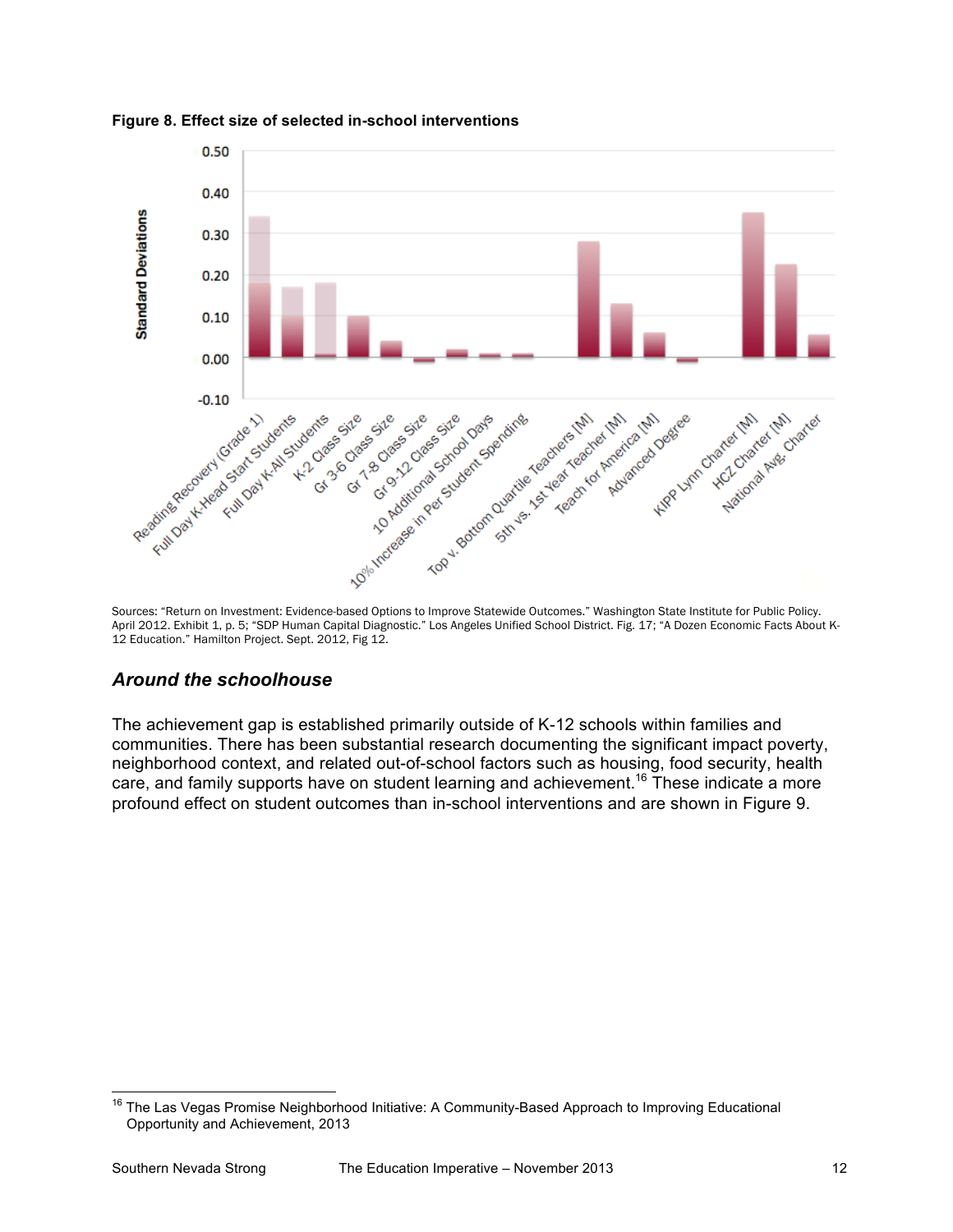**Figure 8. Effect size of selected in-school interventions**

Standard Deviations

0.50
0.40
0.30
0.20
0.10
0.00
-0.10

Reading Recovery (Grade 1)
Full Day K-Head Start Students
Full Day K-All Students
K-2 Class Size
Gr 3-6 Class Size
Gr 7-8 Class Size
Gr 9-12 Class Size
10 Additional School Days
10% Increase in Per Student Spending
Top v. Bottom Quartile Teachers [M]
5th vs. 1st Year Teacher [M]
Teach for America [M]
Advanced Degree
KIPP Lynn Charter [M]
HCZ Charter [M]
National Avg. Charter

Sources: "Return on Investment: Evidence-based Options to Improve Statewide Outcomes." Washington State Institute for Public Policy. April 2012. Exhibit 1, p. 5; "SDP Human Capital Diagnostic." Los Angeles Unified School District. Fig. 17; "A Dozen Economic Facts About K-12 Education." Hamilton Project. Sept. 2012, Fig 12.

### *Around the schoolhouse*

The achievement gap is established primarily outside of K-12 schools within families and communities. There has been substantial research documenting the significant impact poverty, neighborhood context, and related out-of-school factors such as housing, food security, health care, and family supports have on student learning and achievement.[16] These indicate a more profound effect on student outcomes than in-school interventions and are shown in Figure 9.

[16] The Las Vegas Promise Neighborhood Initiative: A Community-Based Approach to Improving Educational Opportunity and Achievement, 2013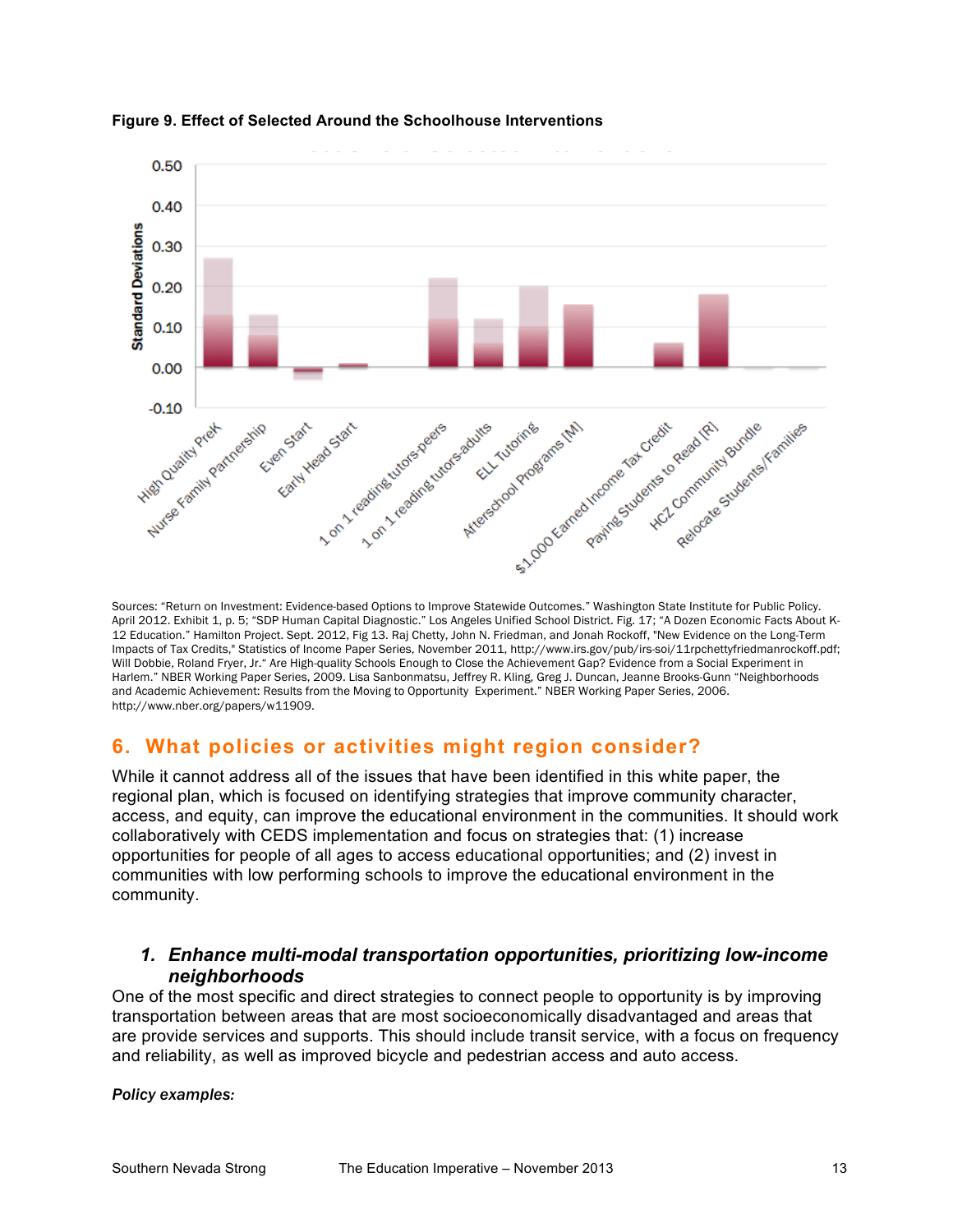**Figure 9. Effect of Selected Around the Schoolhouse Interventions**

Standard Deviations

0.50
0.40
0.30
0.20
0.10
0.00
-0.10

High Quality PreK
Nurse Family Partnership
Even Start
Early Head Start
1 on 1 reading tutors-peers
1 on 1 reading tutors-adults
ELL Tutoring
Afterschool Programs [M]
$1,000 Earned Income Tax Credit
Paying Students to Read [R]
HCZ Community Bundle
Relocate Students/Families

Sources: "Return on Investment: Evidence-based Options to Improve Statewide Outcomes." Washington State Institute for Public Policy. April 2012. Exhibit 1, p. 5; "SDP Human Capital Diagnostic." Los Angeles Unified School District. Fig. 17; "A Dozen Economic Facts About K-12 Education." Hamilton Project. Sept. 2012, Fig 13. Raj Chetty, John N. Friedman, and Jonah Rockoff, "New Evidence on the Long-Term Impacts of Tax Credits," Statistics of Income Paper Series, November 2011, http://www.irs.gov/pub/irs-soi/11rpchettyfriedmanrockoff.pdf; Will Dobbie, Roland Fryer, Jr." Are High-quality Schools Enough to Close the Achievement Gap? Evidence from a Social Experiment in Harlem." NBER Working Paper Series, 2009. Lisa Sanbonmatsu, Jeffrey R. Kling, Greg J. Duncan, Jeanne Brooks-Gunn "Neighborhoods and Academic Achievement: Results from the Moving to Opportunity Experiment." NBER Working Paper Series, 2006. http://www.nber.org/papers/w11909.

## 6. What policies or activities might region consider?

While it cannot address all of the issues that have been identified in this white paper, the regional plan, which is focused on identifying strategies that improve community character, access, and equity, can improve the educational environment in the communities. It should work collaboratively with CEDS implementation and focus on strategies that: (1) increase opportunities for people of all ages to access educational opportunities; and (2) invest in communities with low performing schools to improve the educational environment in the community.

### 1. *Enhance multi-modal transportation opportunities, prioritizing low-income neighborhoods*

One of the most specific and direct strategies to connect people to opportunity is by improving transportation between areas that are most socioeconomically disadvantaged and areas that are provide services and supports. This should include transit service, with a focus on frequency and reliability, as well as improved bicycle and pedestrian access and auto access.

***Policy examples:***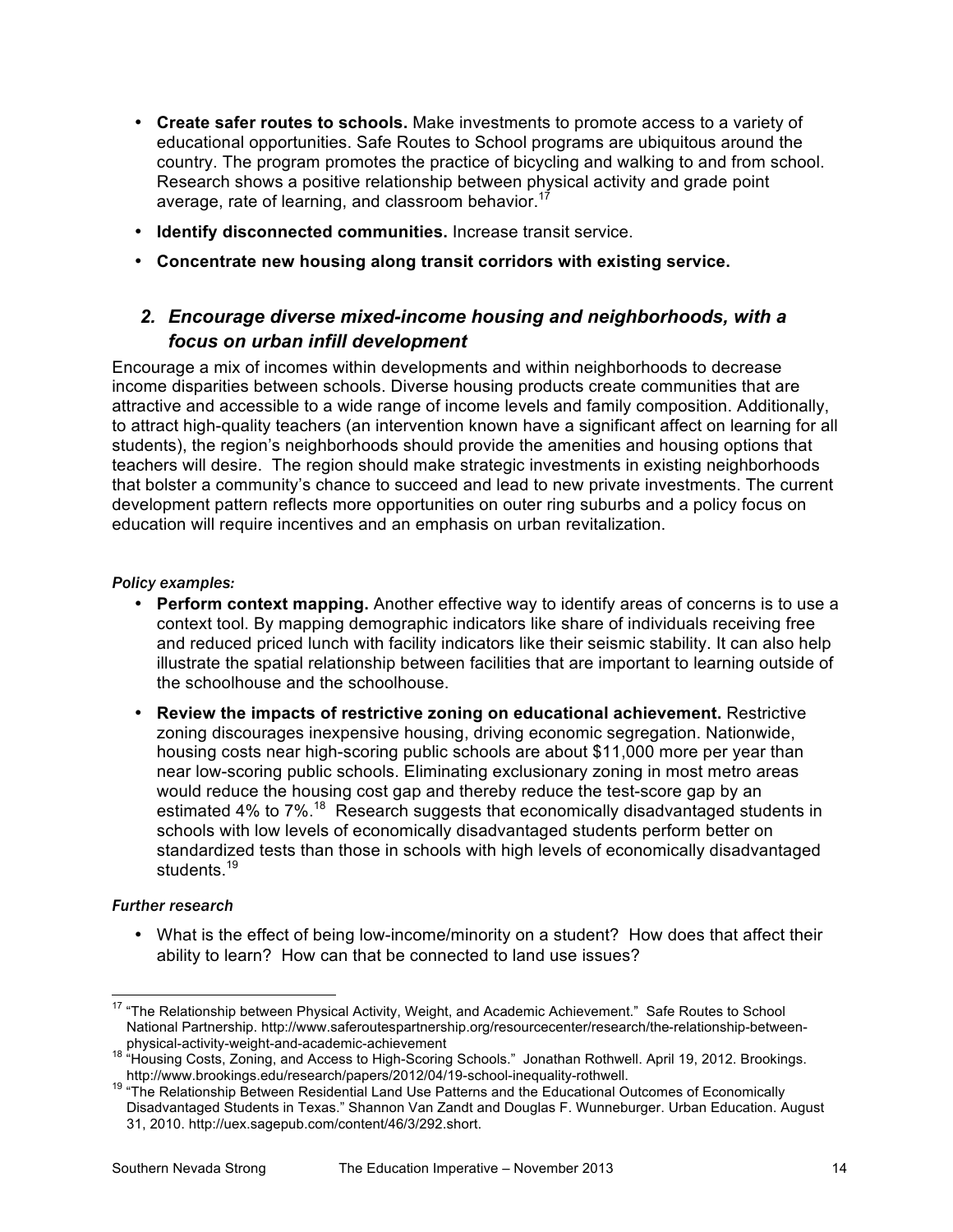- **Create safer routes to schools.** Make investments to promote access to a variety of educational opportunities. Safe Routes to School programs are ubiquitous around the country. The program promotes the practice of bicycling and walking to and from school. Research shows a positive relationship between physical activity and grade point average, rate of learning, and classroom behavior.[17]
- **Identify disconnected communities.** Increase transit service.
- **Concentrate new housing along transit corridors with existing service.**

## *2. Encourage diverse mixed-income housing and neighborhoods, with a focus on urban infill development*

Encourage a mix of incomes within developments and within neighborhoods to decrease income disparities between schools. Diverse housing products create communities that are attractive and accessible to a wide range of income levels and family composition. Additionally, to attract high-quality teachers (an intervention known have a significant affect on learning for all students), the region's neighborhoods should provide the amenities and housing options that teachers will desire. The region should make strategic investments in existing neighborhoods that bolster a community's chance to succeed and lead to new private investments. The current development pattern reflects more opportunities on outer ring suburbs and a policy focus on education will require incentives and an emphasis on urban revitalization.

***Policy examples:***

- **Perform context mapping.** Another effective way to identify areas of concerns is to use a context tool. By mapping demographic indicators like share of individuals receiving free and reduced priced lunch with facility indicators like their seismic stability. It can also help illustrate the spatial relationship between facilities that are important to learning outside of the schoolhouse and the schoolhouse.
- **Review the impacts of restrictive zoning on educational achievement.** Restrictive zoning discourages inexpensive housing, driving economic segregation. Nationwide, housing costs near high-scoring public schools are about $11,000 more per year than near low-scoring public schools. Eliminating exclusionary zoning in most metro areas would reduce the housing cost gap and thereby reduce the test-score gap by an estimated 4% to 7%.[18] Research suggests that economically disadvantaged students in schools with low levels of economically disadvantaged students perform better on standardized tests than those in schools with high levels of economically disadvantaged students.[19]

***Further research***

- What is the effect of being low-income/minority on a student? How does that affect their ability to learn? How can that be connected to land use issues?

---

[17] "The Relationship between Physical Activity, Weight, and Academic Achievement." Safe Routes to School National Partnership. http://www.saferoutespartnership.org/resourcecenter/research/the-relationship-between-physical-activity-weight-and-academic-achievement

[18] "Housing Costs, Zoning, and Access to High-Scoring Schools." Jonathan Rothwell. April 19, 2012. Brookings. http://www.brookings.edu/research/papers/2012/04/19-school-inequality-rothwell.

[19] "The Relationship Between Residential Land Use Patterns and the Educational Outcomes of Economically Disadvantaged Students in Texas." Shannon Van Zandt and Douglas F. Wunneburger. Urban Education. August 31, 2010. http://uex.sagepub.com/content/46/3/292.short.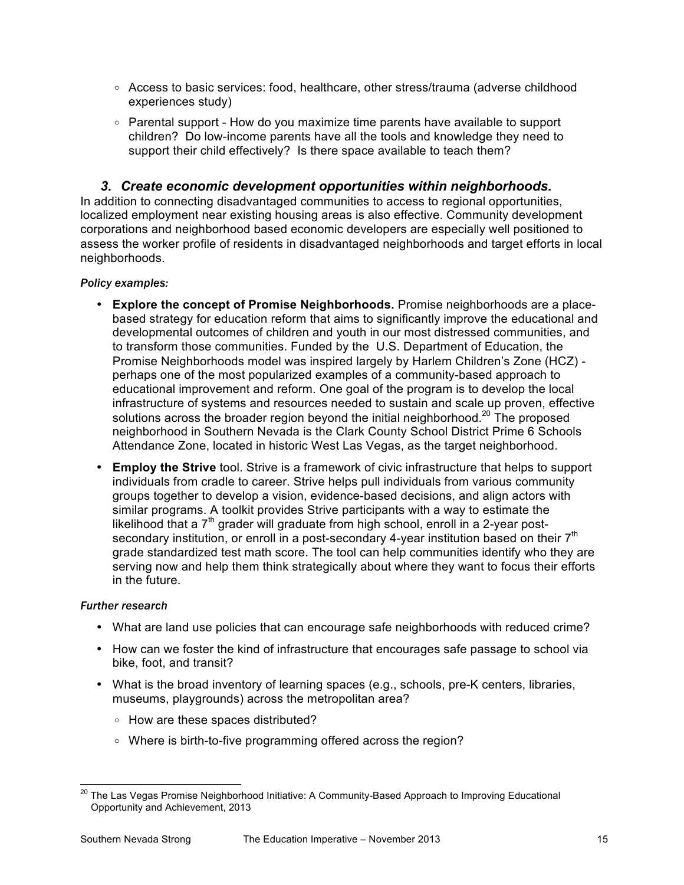- Access to basic services: food, healthcare, other stress/trauma (adverse childhood experiences study)
  - Parental support - How do you maximize time parents have available to support children? Do low-income parents have all the tools and knowledge they need to support their child effectively? Is there space available to teach them?

### *3. Create economic development opportunities within neighborhoods.*

In addition to connecting disadvantaged communities to access to regional opportunities, localized employment near existing housing areas is also effective. Community development corporations and neighborhood based economic developers are especially well positioned to assess the worker profile of residents in disadvantaged neighborhoods and target efforts in local neighborhoods.

***Policy examples:***

- **Explore the concept of Promise Neighborhoods.** Promise neighborhoods are a place-based strategy for education reform that aims to significantly improve the educational and developmental outcomes of children and youth in our most distressed communities, and to transform those communities. Funded by the U.S. Department of Education, the Promise Neighborhoods model was inspired largely by Harlem Children's Zone (HCZ) - perhaps one of the most popularized examples of a community-based approach to educational improvement and reform. One goal of the program is to develop the local infrastructure of systems and resources needed to sustain and scale up proven, effective solutions across the broader region beyond the initial neighborhood.[20] The proposed neighborhood in Southern Nevada is the Clark County School District Prime 6 Schools Attendance Zone, located in historic West Las Vegas, as the target neighborhood.
- **Employ the Strive** tool. Strive is a framework of civic infrastructure that helps to support individuals from cradle to career. Strive helps pull individuals from various community groups together to develop a vision, evidence-based decisions, and align actors with similar programs. A toolkit provides Strive participants with a way to estimate the likelihood that a 7th grader will graduate from high school, enroll in a 2-year post-secondary institution, or enroll in a post-secondary 4-year institution based on their 7th grade standardized test math score. The tool can help communities identify who they are serving now and help them think strategically about where they want to focus their efforts in the future.

***Further research***

- What are land use policies that can encourage safe neighborhoods with reduced crime?
- How can we foster the kind of infrastructure that encourages safe passage to school via bike, foot, and transit?
- What is the broad inventory of learning spaces (e.g., schools, pre-K centers, libraries, museums, playgrounds) across the metropolitan area?
  - How are these spaces distributed?
  - Where is birth-to-five programming offered across the region?

---

[20] The Las Vegas Promise Neighborhood Initiative: A Community-Based Approach to Improving Educational Opportunity and Achievement, 2013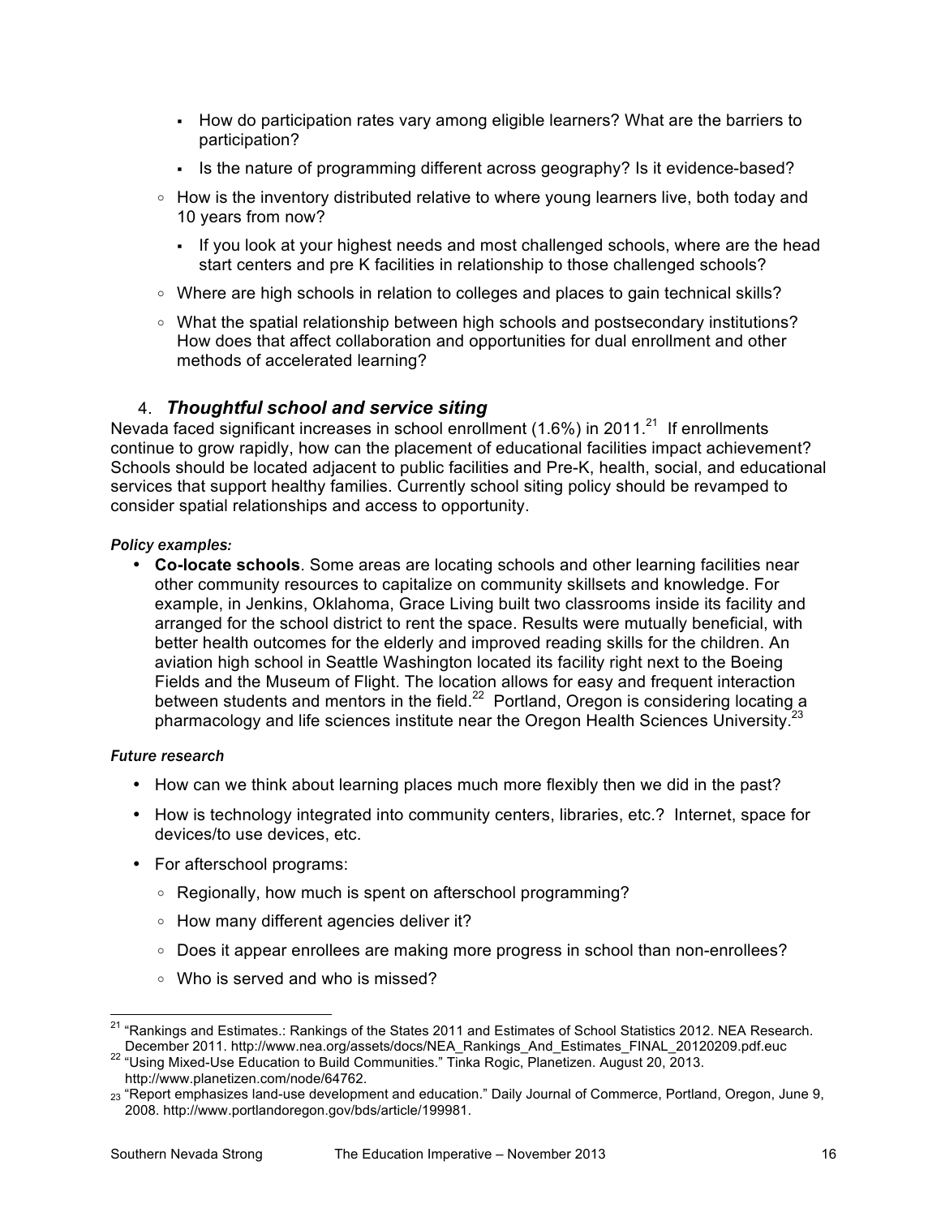- How do participation rates vary among eligible learners? What are the barriers to participation?
    - Is the nature of programming different across geography? Is it evidence-based?
  - How is the inventory distributed relative to where young learners live, both today and 10 years from now?
    - If you look at your highest needs and most challenged schools, where are the head start centers and pre K facilities in relationship to those challenged schools?
  - Where are high schools in relation to colleges and places to gain technical skills?
  - What the spatial relationship between high schools and postsecondary institutions? How does that affect collaboration and opportunities for dual enrollment and other methods of accelerated learning?

### 4. *Thoughtful school and service siting*

Nevada faced significant increases in school enrollment (1.6%) in 2011.[21] If enrollments continue to grow rapidly, how can the placement of educational facilities impact achievement? Schools should be located adjacent to public facilities and Pre-K, health, social, and educational services that support healthy families. Currently school siting policy should be revamped to consider spatial relationships and access to opportunity.

***Policy examples:***

- **Co-locate schools**. Some areas are locating schools and other learning facilities near other community resources to capitalize on community skillsets and knowledge. For example, in Jenkins, Oklahoma, Grace Living built two classrooms inside its facility and arranged for the school district to rent the space. Results were mutually beneficial, with better health outcomes for the elderly and improved reading skills for the children. An aviation high school in Seattle Washington located its facility right next to the Boeing Fields and the Museum of Flight. The location allows for easy and frequent interaction between students and mentors in the field.[22] Portland, Oregon is considering locating a pharmacology and life sciences institute near the Oregon Health Sciences University.[23]

***Future research***

- How can we think about learning places much more flexibly then we did in the past?
- How is technology integrated into community centers, libraries, etc.? Internet, space for devices/to use devices, etc.
- For afterschool programs:
  - Regionally, how much is spent on afterschool programming?
  - How many different agencies deliver it?
  - Does it appear enrollees are making more progress in school than non-enrollees?
  - Who is served and who is missed?

---

[21] "Rankings and Estimates.: Rankings of the States 2011 and Estimates of School Statistics 2012. NEA Research. December 2011. http://www.nea.org/assets/docs/NEA_Rankings_And_Estimates_FINAL_20120209.pdf.euc

[22] "Using Mixed-Use Education to Build Communities." Tinka Rogic, Planetizen. August 20, 2013. http://www.planetizen.com/node/64762.

[23] "Report emphasizes land-use development and education." Daily Journal of Commerce, Portland, Oregon, June 9, 2008. http://www.portlandoregon.gov/bds/article/199981.